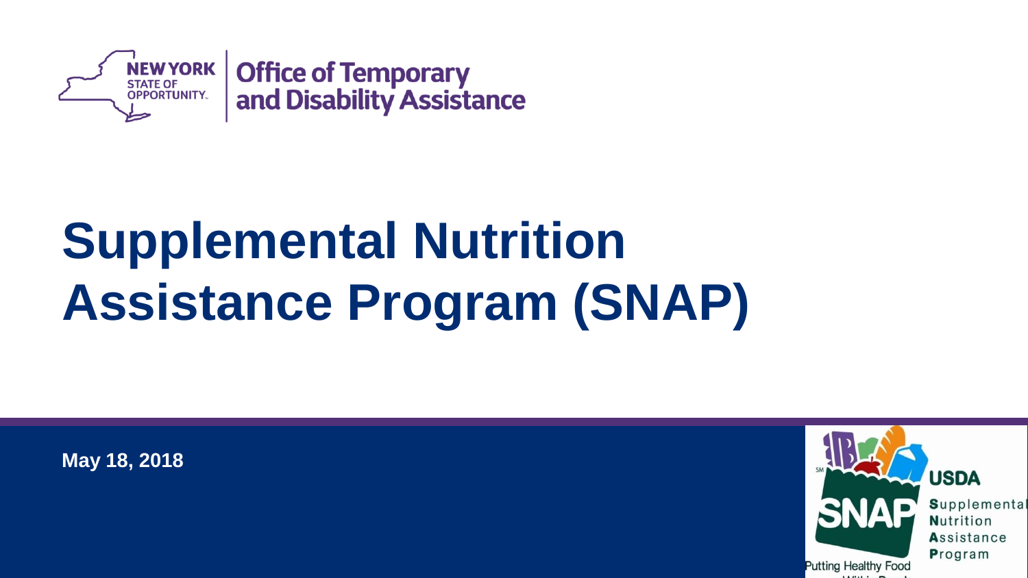NEW YORK STATE OF OPPORTUNITY. | Office of Temporary and Disability Assistance

# Supplemental Nutrition Assistance Program (SNAP)

**May 18, 2018**

SNAP USDA Supplemental Nutrition Assistance Program

Putting Healthy Food Within Reach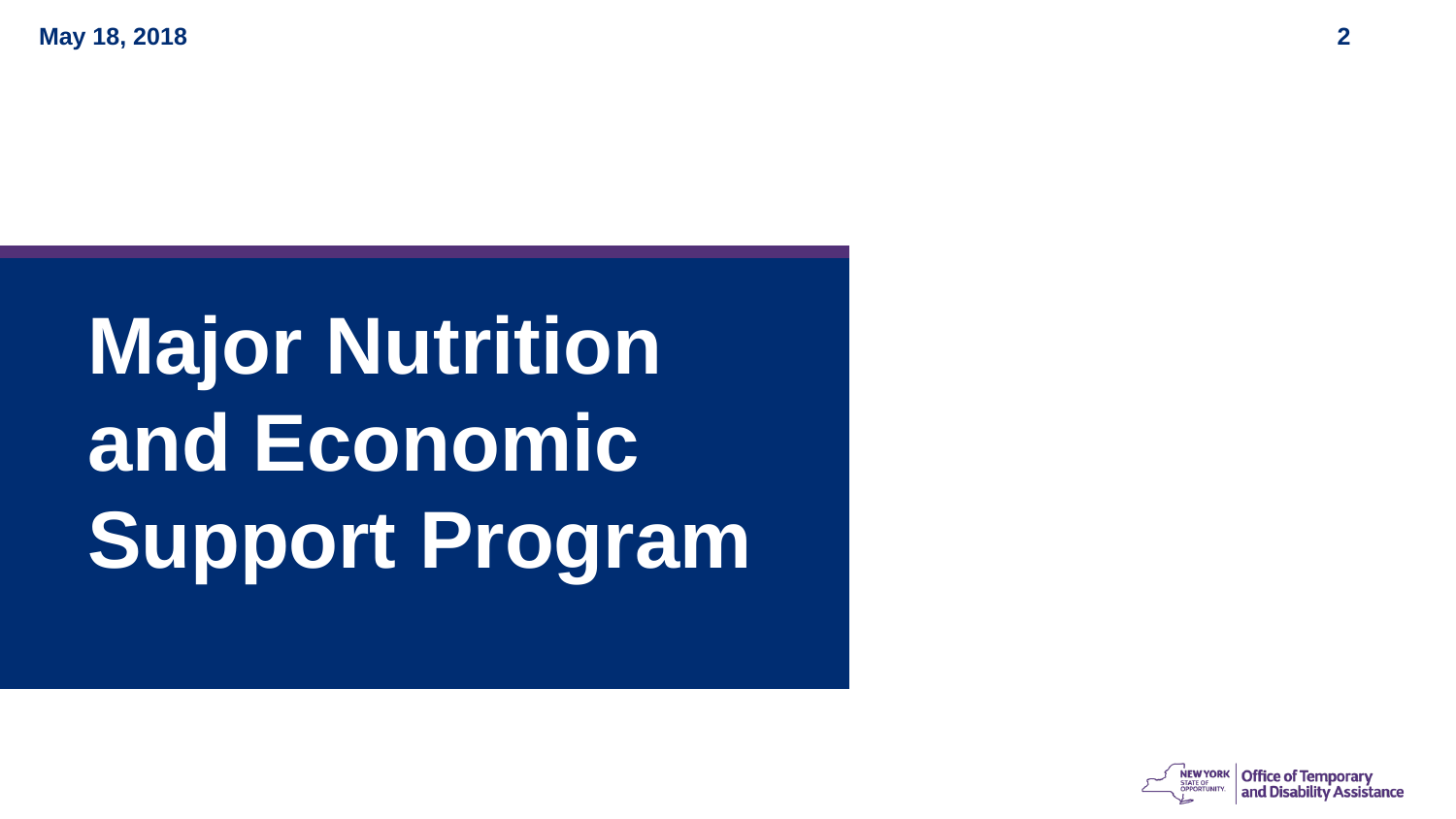# Major Nutrition and Economic Support Program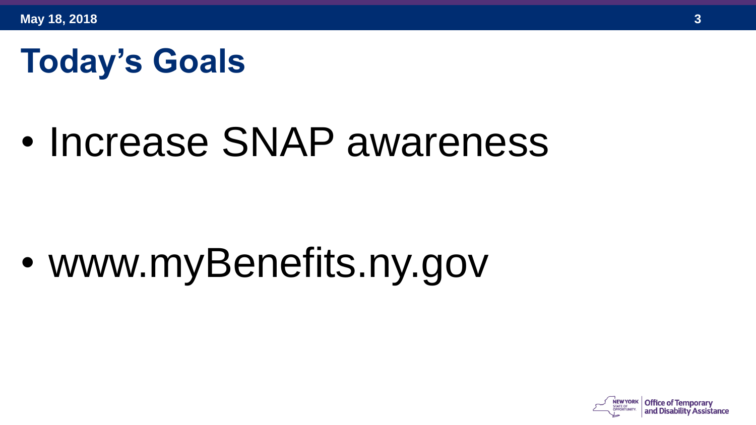# Today's Goals

- Increase SNAP awareness

- www.myBenefits.ny.gov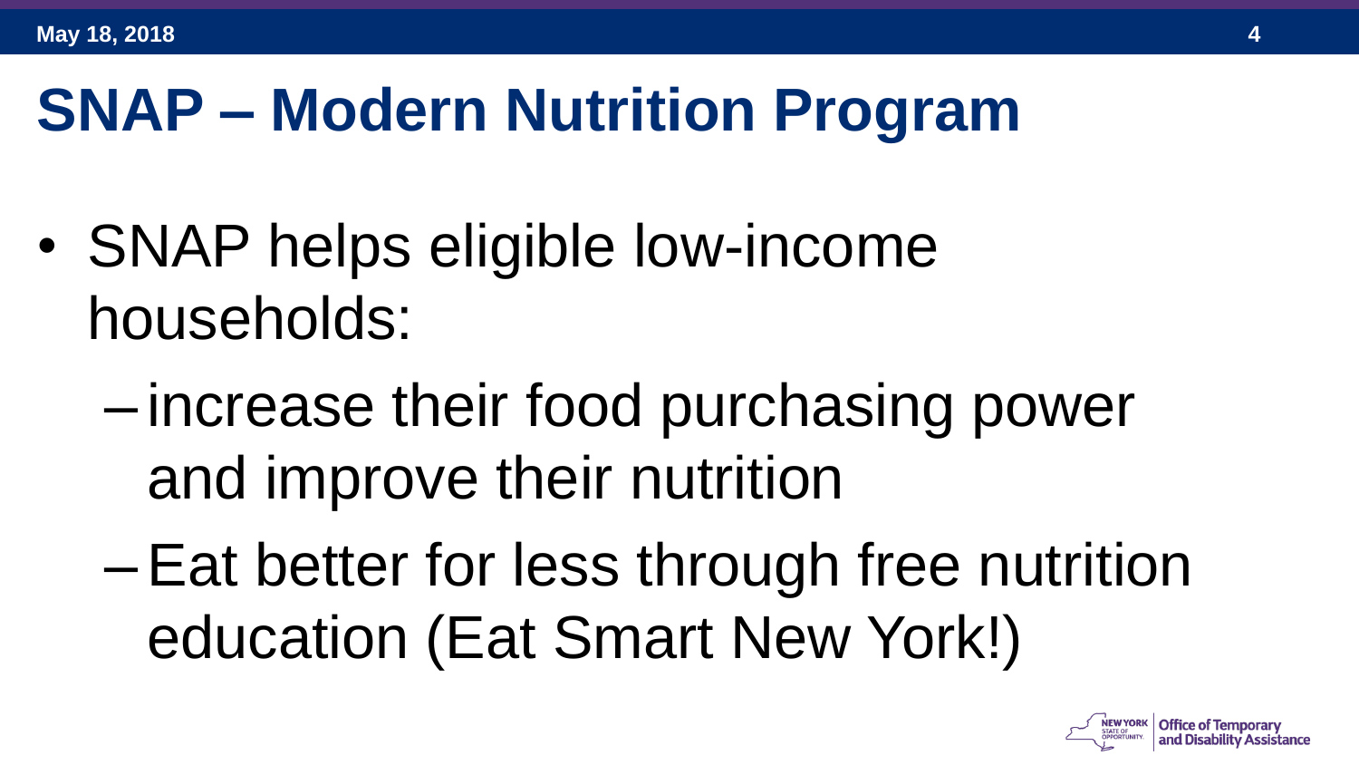# SNAP – Modern Nutrition Program

- SNAP helps eligible low-income households:
  - increase their food purchasing power and improve their nutrition
  - Eat better for less through free nutrition education (Eat Smart New York!)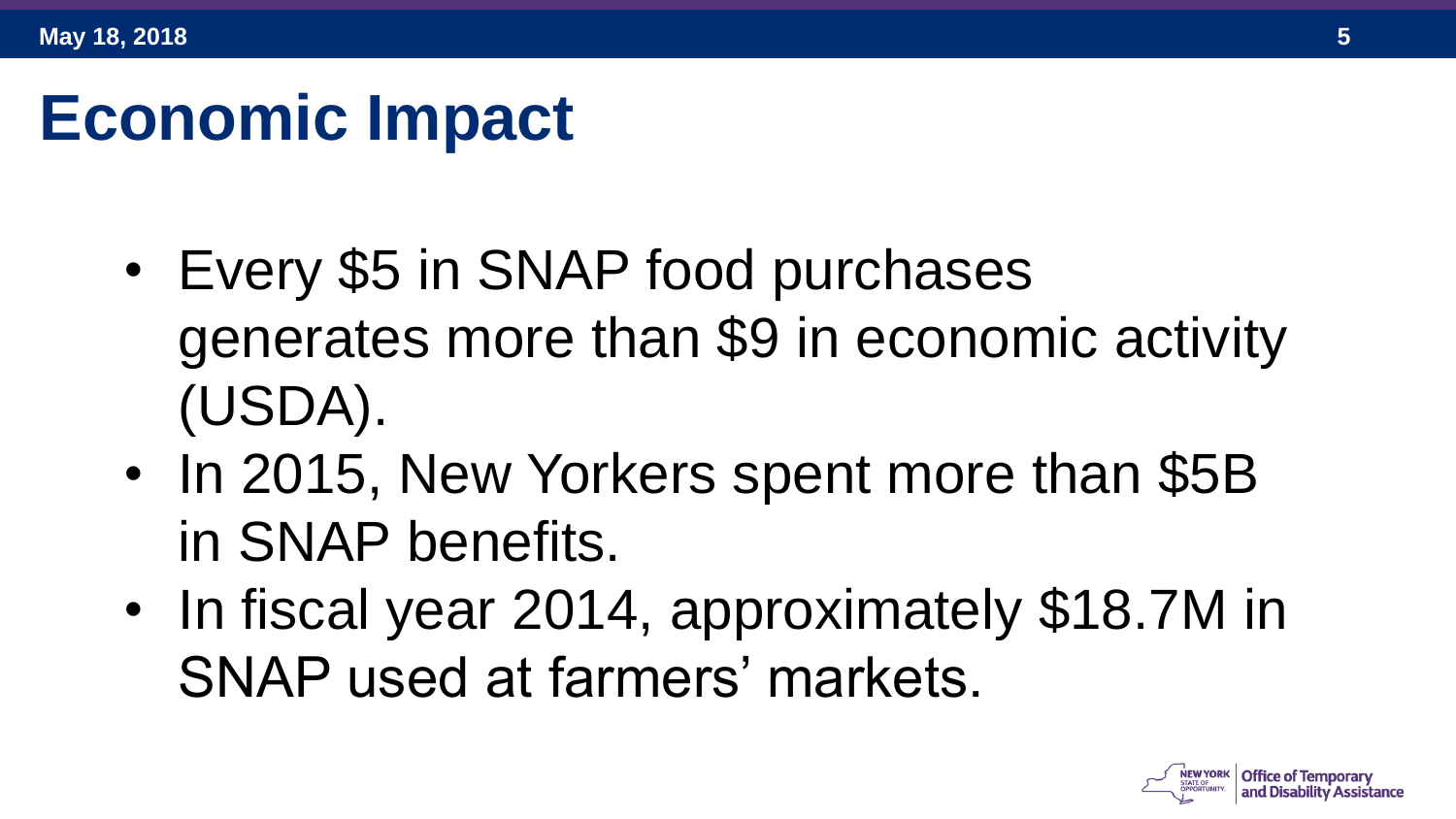# Economic Impact

- Every $5 in SNAP food purchases generates more than $9 in economic activity (USDA).
- In 2015, New Yorkers spent more than $5B in SNAP benefits.
- In fiscal year 2014, approximately $18.7M in SNAP used at farmers' markets.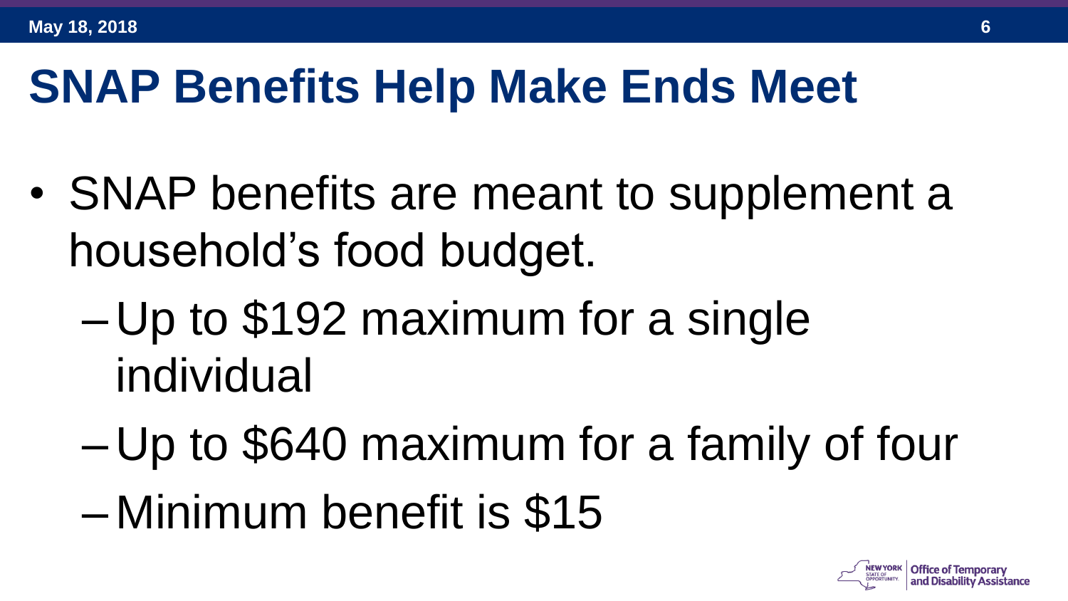# SNAP Benefits Help Make Ends Meet

- SNAP benefits are meant to supplement a household's food budget.
  - Up to $192 maximum for a single individual
  - Up to $640 maximum for a family of four
  - Minimum benefit is $15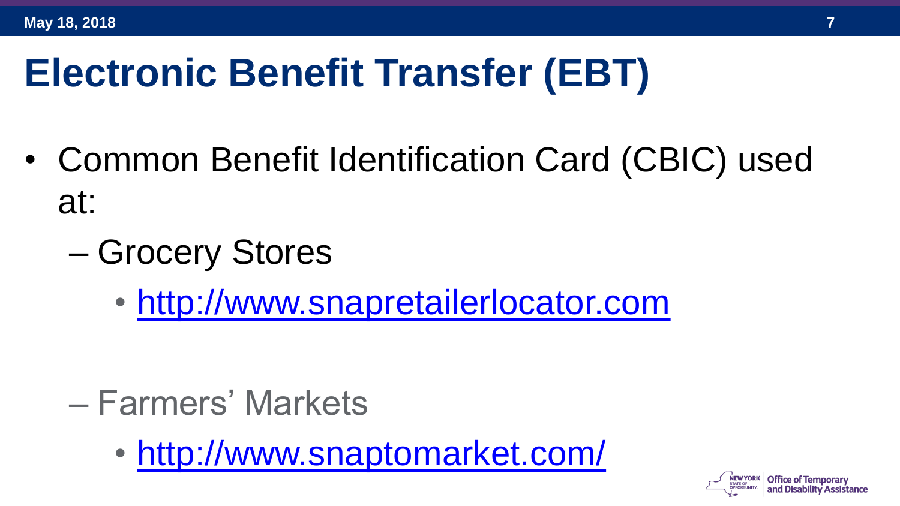# Electronic Benefit Transfer (EBT)

- Common Benefit Identification Card (CBIC) used at:
  - Grocery Stores
    - http://www.snapretailerlocator.com
  - Farmers' Markets
    - http://www.snaptomarket.com/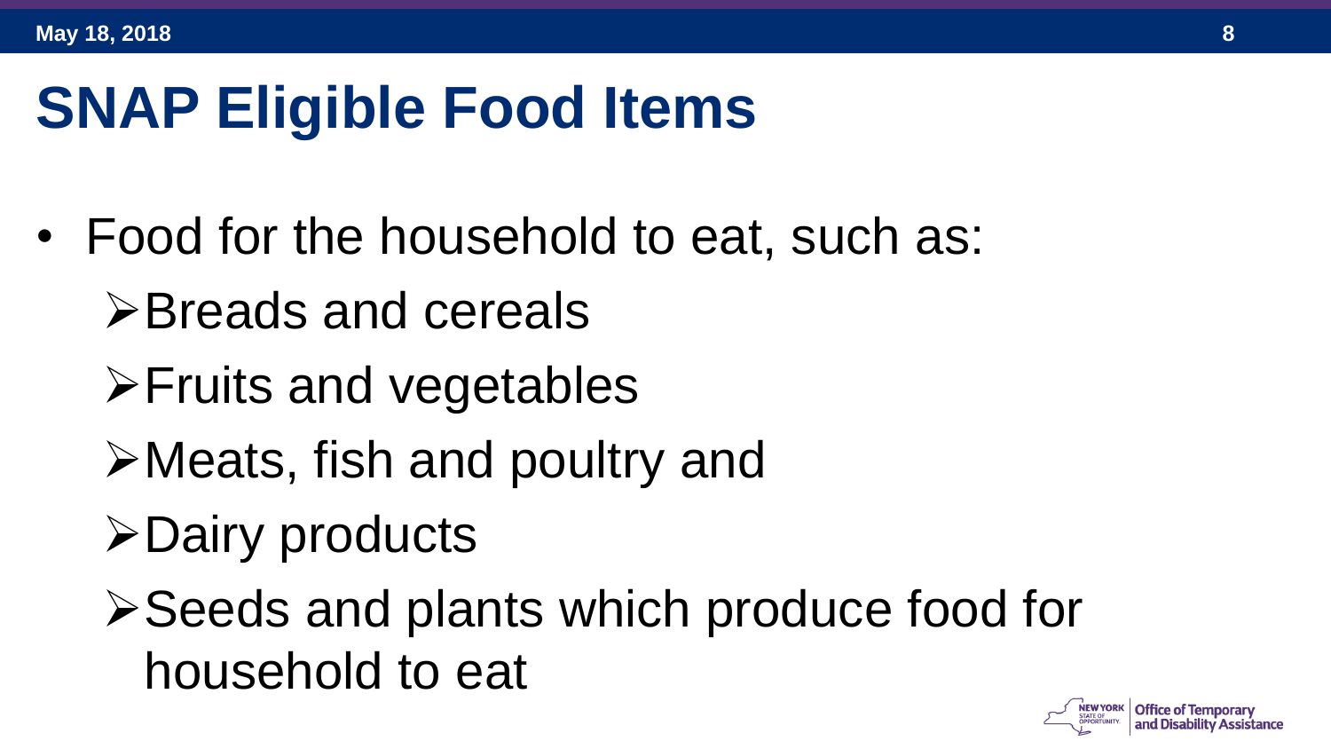# SNAP Eligible Food Items

- Food for the household to eat, such as:
  - Breads and cereals
  - Fruits and vegetables
  - Meats, fish and poultry and
  - Dairy products
  - Seeds and plants which produce food for household to eat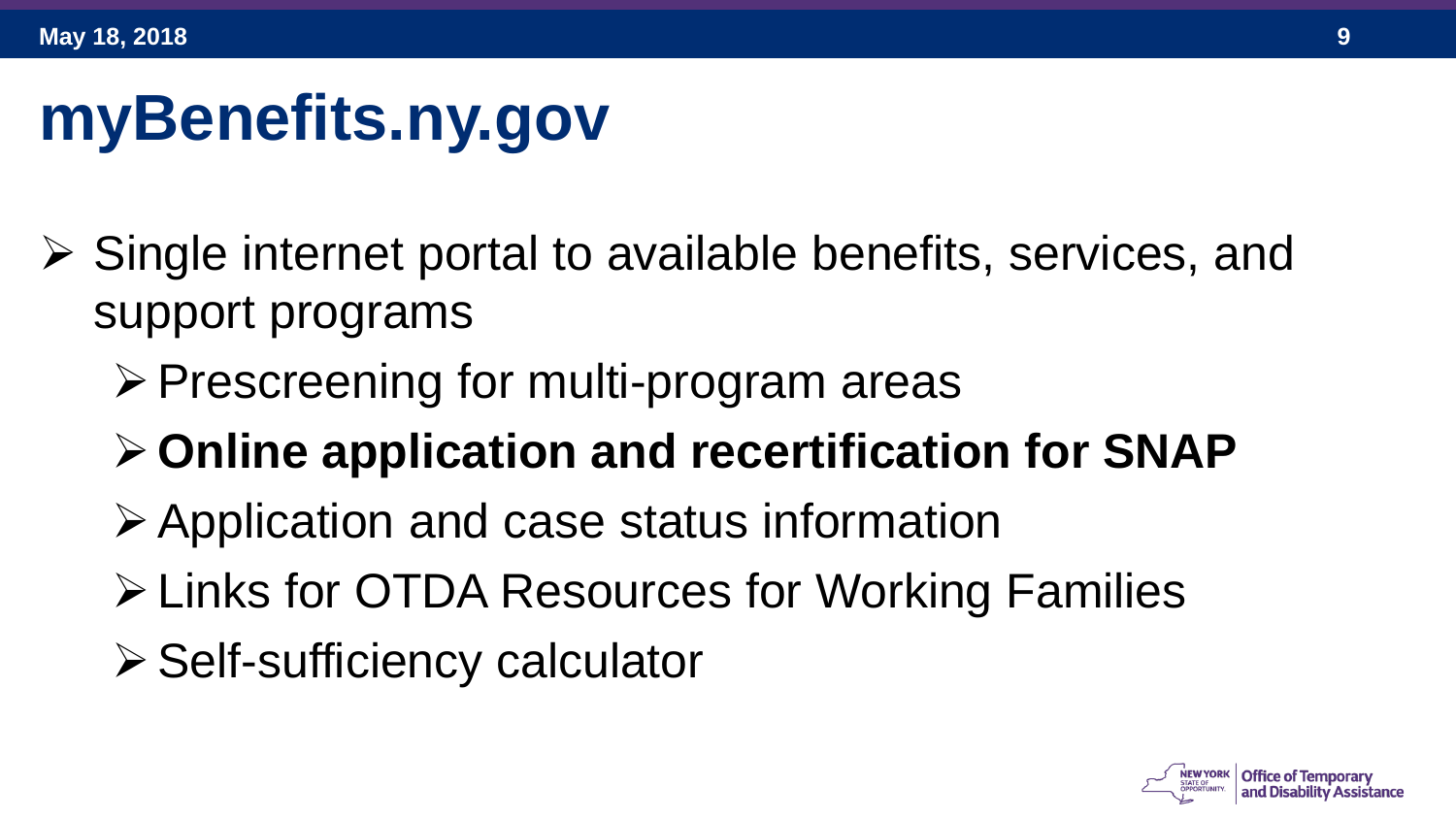# myBenefits.ny.gov

- Single internet portal to available benefits, services, and support programs
  - Prescreening for multi-program areas
  - **Online application and recertification for SNAP**
  - Application and case status information
  - Links for OTDA Resources for Working Families
  - Self-sufficiency calculator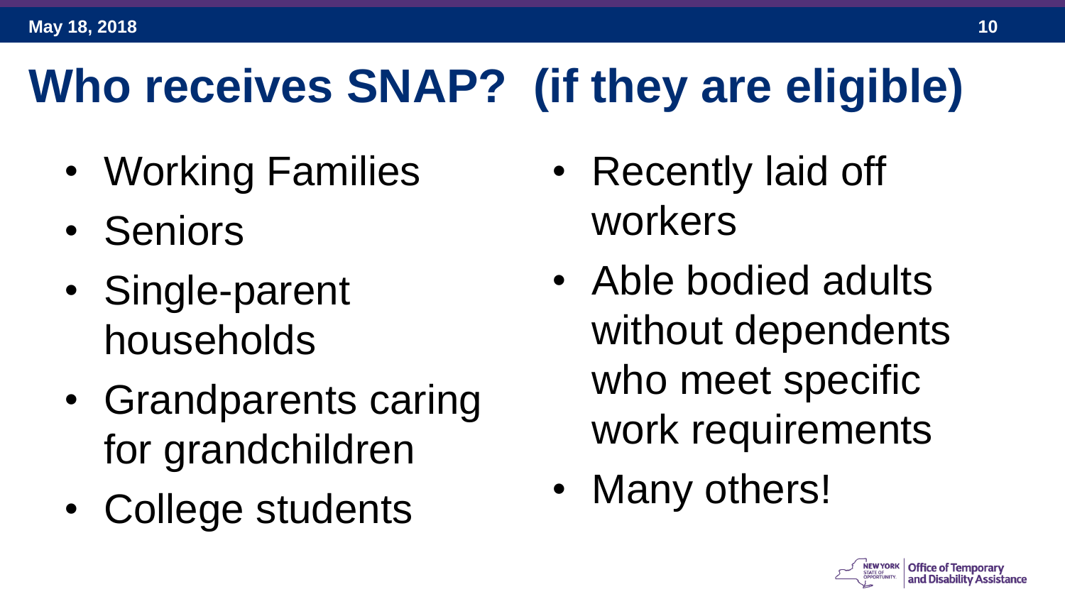# Who receives SNAP? (if they are eligible)

- Working Families
- Seniors
- Single-parent households
- Grandparents caring for grandchildren
- College students
- Recently laid off workers
- Able bodied adults without dependents who meet specific work requirements
- Many others!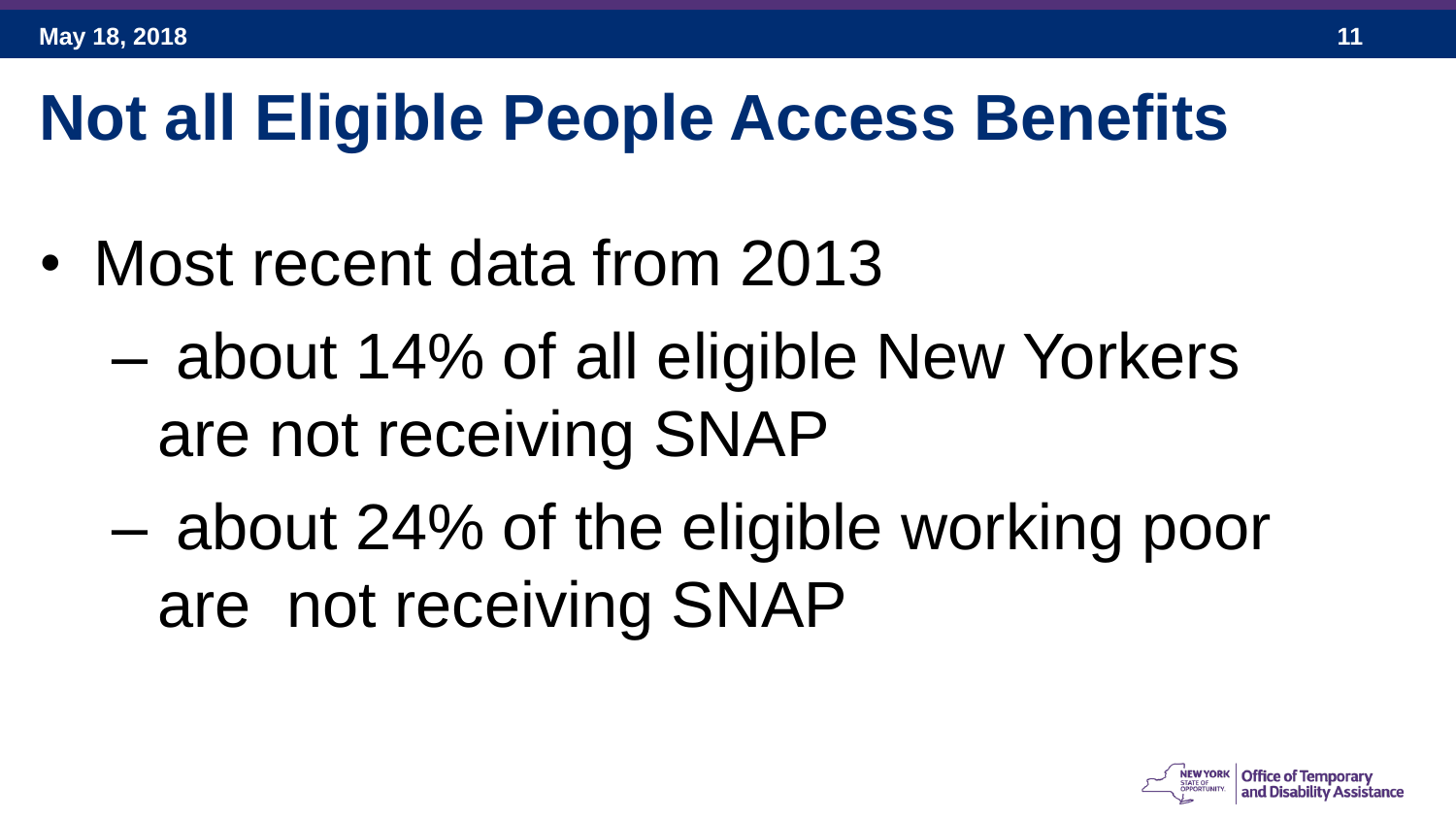# Not all Eligible People Access Benefits

- Most recent data from 2013
  - about 14% of all eligible New Yorkers are not receiving SNAP
  - about 24% of the eligible working poor are not receiving SNAP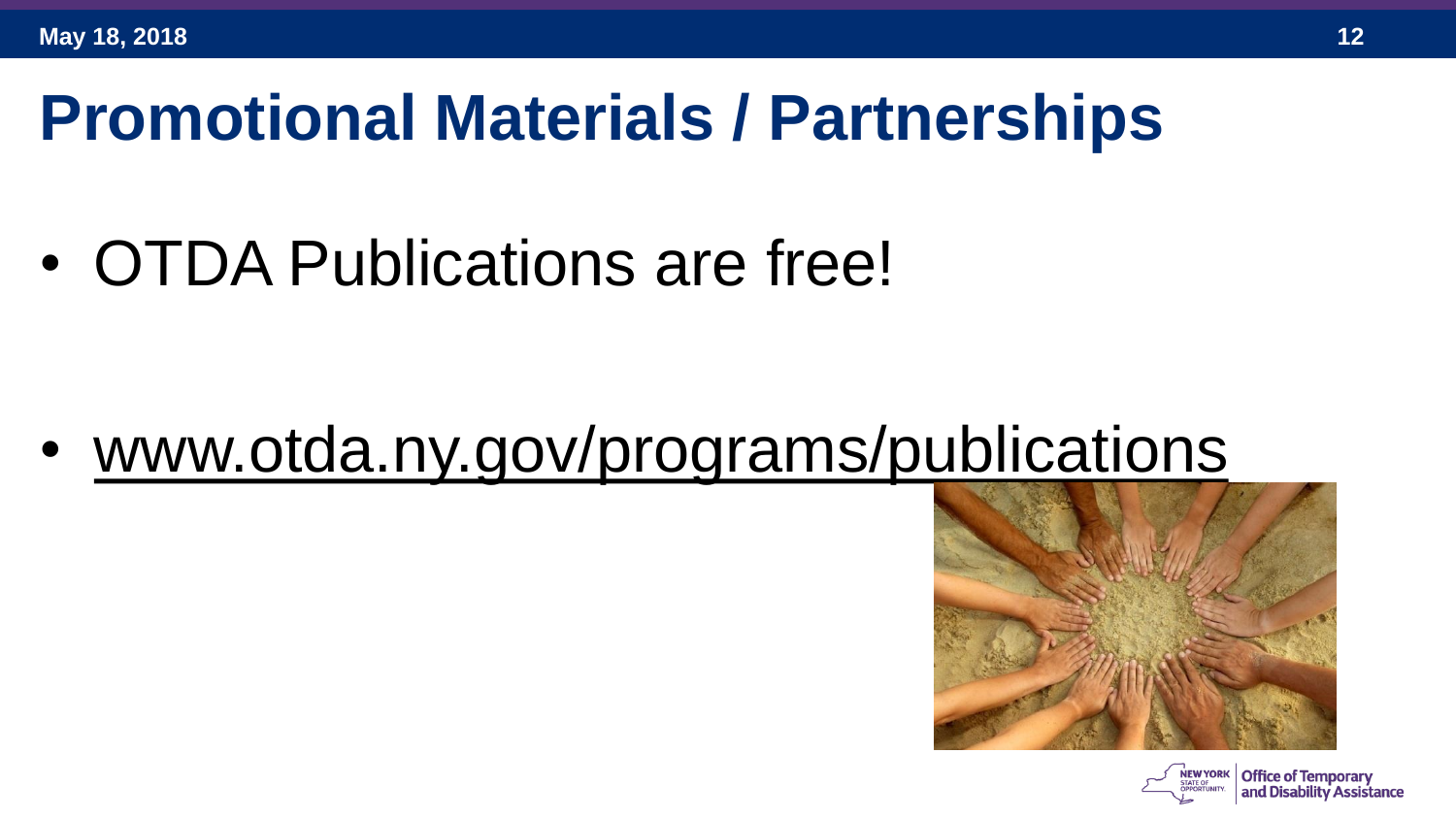# Promotional Materials / Partnerships

- OTDA Publications are free!
- www.otda.ny.gov/programs/publications